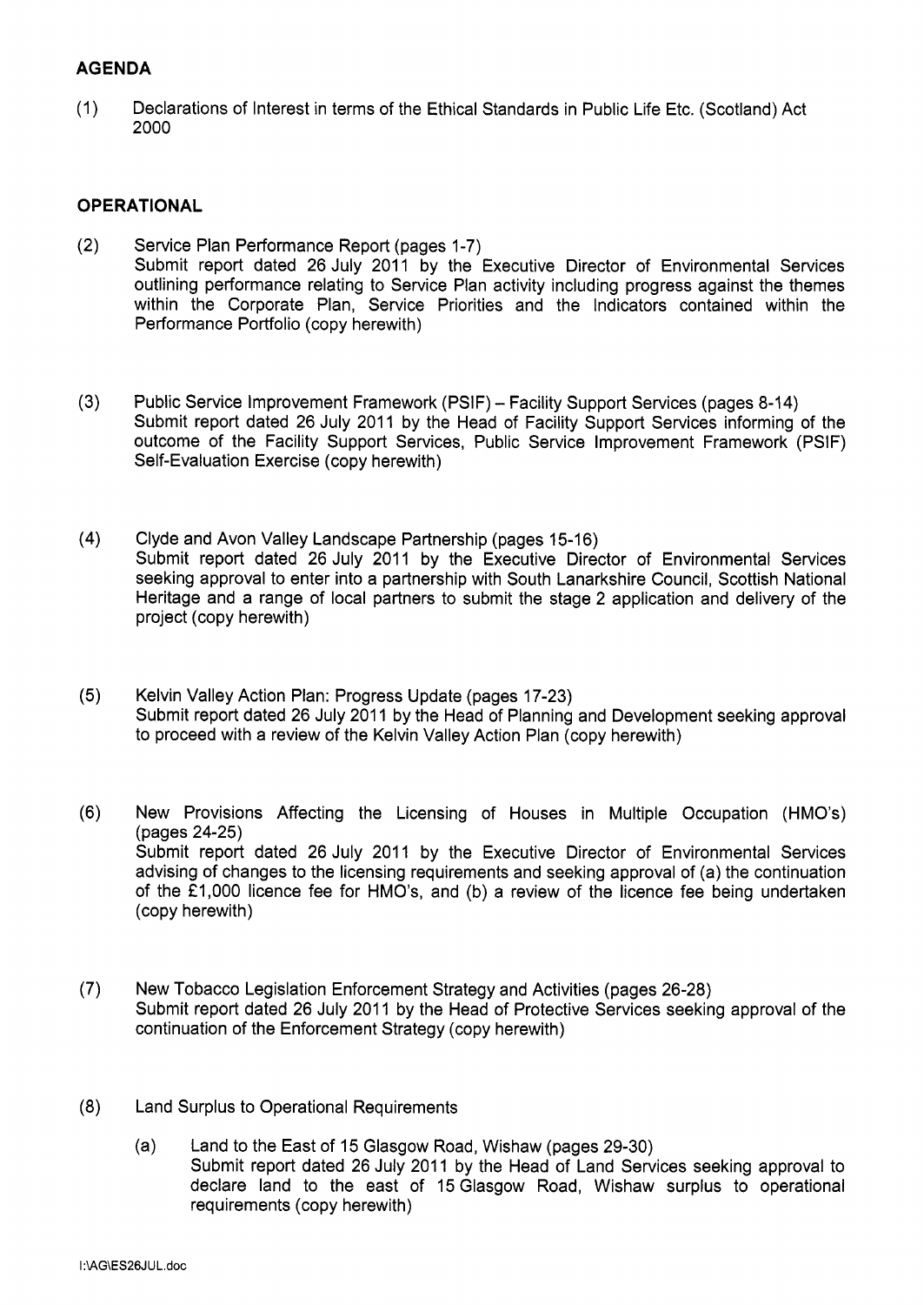## AGENDA

(1) Declarations of Interest in terms of the Ethical Standards in Public Life Etc. (Scotland) Act 2000

## OPERATIONAL

(2) Service Plan Performance Report (pages 1-7)
Submit report dated 26 July 2011 by the Executive Director of Environmental Services outlining performance relating to Service Plan activity including progress against the themes within the Corporate Plan, Service Priorities and the Indicators contained within the Performance Portfolio (copy herewith)

(3) Public Service Improvement Framework (PSIF) – Facility Support Services (pages 8-14)
Submit report dated 26 July 2011 by the Head of Facility Support Services informing of the outcome of the Facility Support Services, Public Service Improvement Framework (PSIF) Self-Evaluation Exercise (copy herewith)

(4) Clyde and Avon Valley Landscape Partnership (pages 15-16)
Submit report dated 26 July 2011 by the Executive Director of Environmental Services seeking approval to enter into a partnership with South Lanarkshire Council, Scottish National Heritage and a range of local partners to submit the stage 2 application and delivery of the project (copy herewith)

(5) Kelvin Valley Action Plan: Progress Update (pages 17-23)
Submit report dated 26 July 2011 by the Head of Planning and Development seeking approval to proceed with a review of the Kelvin Valley Action Plan (copy herewith)

(6) New Provisions Affecting the Licensing of Houses in Multiple Occupation (HMO's) (pages 24-25)
Submit report dated 26 July 2011 by the Executive Director of Environmental Services advising of changes to the licensing requirements and seeking approval of (a) the continuation of the £1,000 licence fee for HMO's, and (b) a review of the licence fee being undertaken (copy herewith)

(7) New Tobacco Legislation Enforcement Strategy and Activities (pages 26-28)
Submit report dated 26 July 2011 by the Head of Protective Services seeking approval of the continuation of the Enforcement Strategy (copy herewith)

(8) Land Surplus to Operational Requirements

(a) Land to the East of 15 Glasgow Road, Wishaw (pages 29-30)
Submit report dated 26 July 2011 by the Head of Land Services seeking approval to declare land to the east of 15 Glasgow Road, Wishaw surplus to operational requirements (copy herewith)

I:\AG\ES26JUL.doc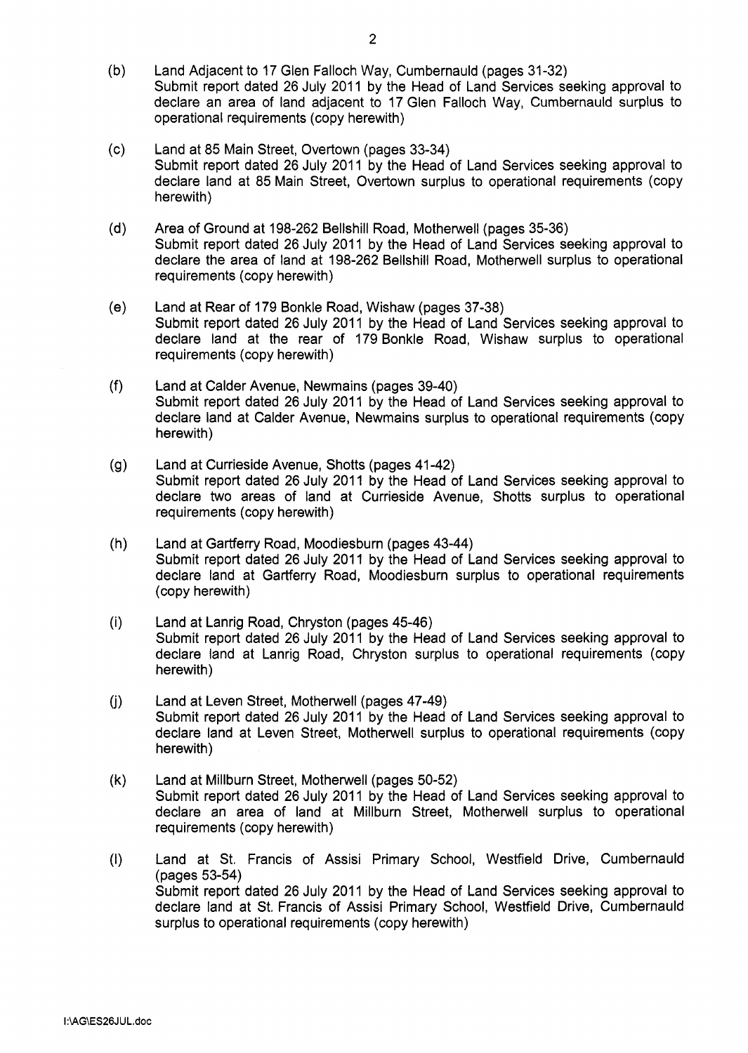(b) Land Adjacent to 17 Glen Falloch Way, Cumbernauld (pages 31-32)
Submit report dated 26 July 2011 by the Head of Land Services seeking approval to declare an area of land adjacent to 17 Glen Falloch Way, Cumbernauld surplus to operational requirements (copy herewith)

(c) Land at 85 Main Street, Overtown (pages 33-34)
Submit report dated 26 July 2011 by the Head of Land Services seeking approval to declare land at 85 Main Street, Overtown surplus to operational requirements (copy herewith)

(d) Area of Ground at 198-262 Bellshill Road, Motherwell (pages 35-36)
Submit report dated 26 July 2011 by the Head of Land Services seeking approval to declare the area of land at 198-262 Bellshill Road, Motherwell surplus to operational requirements (copy herewith)

(e) Land at Rear of 179 Bonkle Road, Wishaw (pages 37-38)
Submit report dated 26 July 2011 by the Head of Land Services seeking approval to declare land at the rear of 179 Bonkle Road, Wishaw surplus to operational requirements (copy herewith)

(f) Land at Calder Avenue, Newmains (pages 39-40)
Submit report dated 26 July 2011 by the Head of Land Services seeking approval to declare land at Calder Avenue, Newmains surplus to operational requirements (copy herewith)

(g) Land at Currieside Avenue, Shotts (pages 41-42)
Submit report dated 26 July 2011 by the Head of Land Services seeking approval to declare two areas of land at Currieside Avenue, Shotts surplus to operational requirements (copy herewith)

(h) Land at Gartferry Road, Moodiesburn (pages 43-44)
Submit report dated 26 July 2011 by the Head of Land Services seeking approval to declare land at Gartferry Road, Moodiesburn surplus to operational requirements (copy herewith)

(i) Land at Lanrig Road, Chryston (pages 45-46)
Submit report dated 26 July 2011 by the Head of Land Services seeking approval to declare land at Lanrig Road, Chryston surplus to operational requirements (copy herewith)

(j) Land at Leven Street, Motherwell (pages 47-49)
Submit report dated 26 July 2011 by the Head of Land Services seeking approval to declare land at Leven Street, Motherwell surplus to operational requirements (copy herewith)

(k) Land at Millburn Street, Motherwell (pages 50-52)
Submit report dated 26 July 2011 by the Head of Land Services seeking approval to declare an area of land at Millburn Street, Motherwell surplus to operational requirements (copy herewith)

(l) Land at St. Francis of Assisi Primary School, Westfield Drive, Cumbernauld (pages 53-54)
Submit report dated 26 July 2011 by the Head of Land Services seeking approval to declare land at St. Francis of Assisi Primary School, Westfield Drive, Cumbernauld surplus to operational requirements (copy herewith)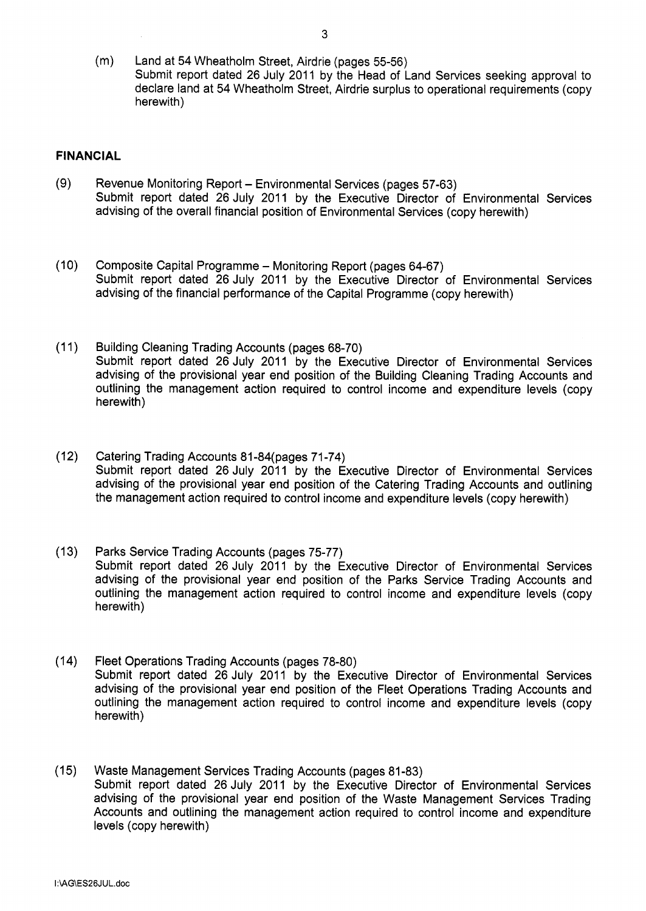(m) Land at 54 Wheatholm Street, Airdrie (pages 55-56)
Submit report dated 26 July 2011 by the Head of Land Services seeking approval to declare land at 54 Wheatholm Street, Airdrie surplus to operational requirements (copy herewith)

## FINANCIAL

(9) Revenue Monitoring Report – Environmental Services (pages 57-63)
Submit report dated 26 July 2011 by the Executive Director of Environmental Services advising of the overall financial position of Environmental Services (copy herewith)

(10) Composite Capital Programme – Monitoring Report (pages 64-67)
Submit report dated 26 July 2011 by the Executive Director of Environmental Services advising of the financial performance of the Capital Programme (copy herewith)

(11) Building Cleaning Trading Accounts (pages 68-70)
Submit report dated 26 July 2011 by the Executive Director of Environmental Services advising of the provisional year end position of the Building Cleaning Trading Accounts and outlining the management action required to control income and expenditure levels (copy herewith)

(12) Catering Trading Accounts 81-84(pages 71-74)
Submit report dated 26 July 2011 by the Executive Director of Environmental Services advising of the provisional year end position of the Catering Trading Accounts and outlining the management action required to control income and expenditure levels (copy herewith)

(13) Parks Service Trading Accounts (pages 75-77)
Submit report dated 26 July 2011 by the Executive Director of Environmental Services advising of the provisional year end position of the Parks Service Trading Accounts and outlining the management action required to control income and expenditure levels (copy herewith)

(14) Fleet Operations Trading Accounts (pages 78-80)
Submit report dated 26 July 2011 by the Executive Director of Environmental Services advising of the provisional year end position of the Fleet Operations Trading Accounts and outlining the management action required to control income and expenditure levels (copy herewith)

(15) Waste Management Services Trading Accounts (pages 81-83)
Submit report dated 26 July 2011 by the Executive Director of Environmental Services advising of the provisional year end position of the Waste Management Services Trading Accounts and outlining the management action required to control income and expenditure levels (copy herewith)

I:\AG\ES26JUL.doc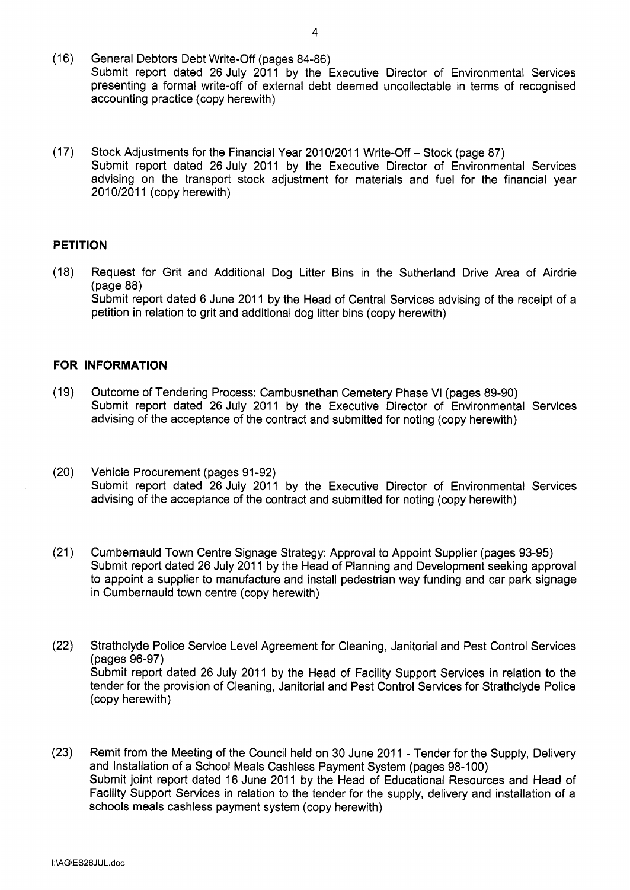(16) General Debtors Debt Write-Off (pages 84-86)
Submit report dated 26 July 2011 by the Executive Director of Environmental Services presenting a formal write-off of external debt deemed uncollectable in terms of recognised accounting practice (copy herewith)

(17) Stock Adjustments for the Financial Year 2010/2011 Write-Off – Stock (page 87)
Submit report dated 26 July 2011 by the Executive Director of Environmental Services advising on the transport stock adjustment for materials and fuel for the financial year 2010/2011 (copy herewith)

**PETITION**

(18) Request for Grit and Additional Dog Litter Bins in the Sutherland Drive Area of Airdrie (page 88)
Submit report dated 6 June 2011 by the Head of Central Services advising of the receipt of a petition in relation to grit and additional dog litter bins (copy herewith)

**FOR INFORMATION**

(19) Outcome of Tendering Process: Cambusnethan Cemetery Phase VI (pages 89-90)
Submit report dated 26 July 2011 by the Executive Director of Environmental Services advising of the acceptance of the contract and submitted for noting (copy herewith)

(20) Vehicle Procurement (pages 91-92)
Submit report dated 26 July 2011 by the Executive Director of Environmental Services advising of the acceptance of the contract and submitted for noting (copy herewith)

(21) Cumbernauld Town Centre Signage Strategy: Approval to Appoint Supplier (pages 93-95)
Submit report dated 26 July 2011 by the Head of Planning and Development seeking approval to appoint a supplier to manufacture and install pedestrian way funding and car park signage in Cumbernauld town centre (copy herewith)

(22) Strathclyde Police Service Level Agreement for Cleaning, Janitorial and Pest Control Services (pages 96-97)
Submit report dated 26 July 2011 by the Head of Facility Support Services in relation to the tender for the provision of Cleaning, Janitorial and Pest Control Services for Strathclyde Police (copy herewith)

(23) Remit from the Meeting of the Council held on 30 June 2011 - Tender for the Supply, Delivery and Installation of a School Meals Cashless Payment System (pages 98-100)
Submit joint report dated 16 June 2011 by the Head of Educational Resources and Head of Facility Support Services in relation to the tender for the supply, delivery and installation of a schools meals cashless payment system (copy herewith)

I:\AG\ES26JUL.doc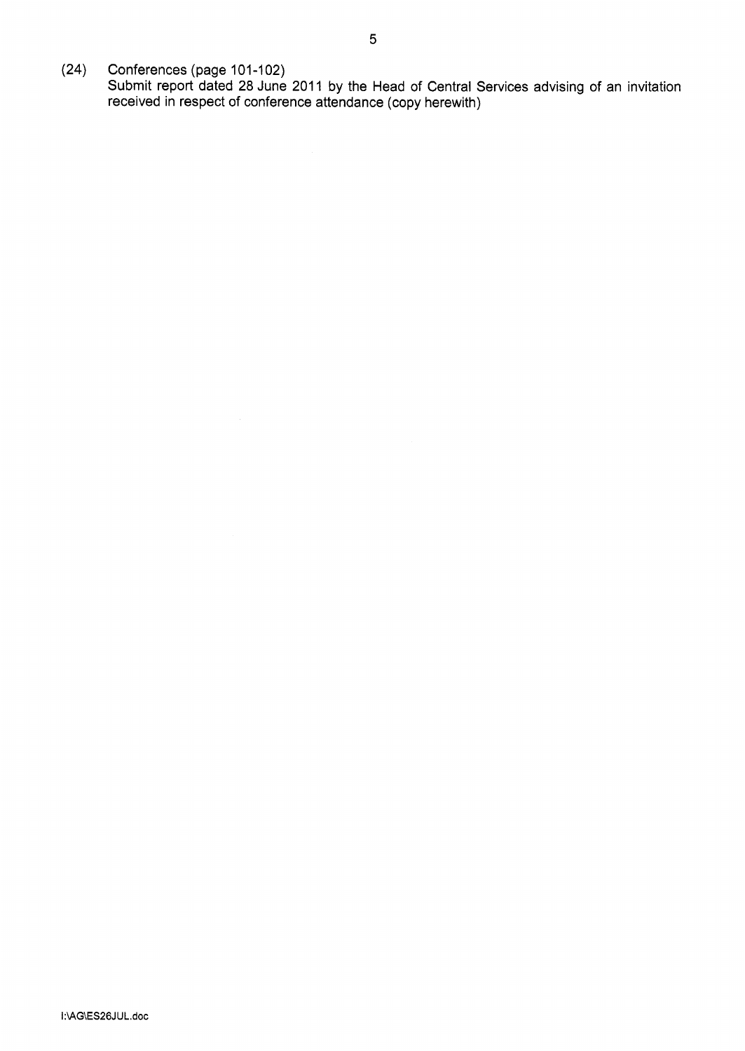(24) Conferences (page 101-102)
Submit report dated 28 June 2011 by the Head of Central Services advising of an invitation received in respect of conference attendance (copy herewith)

I:\AG\ES26JUL.doc